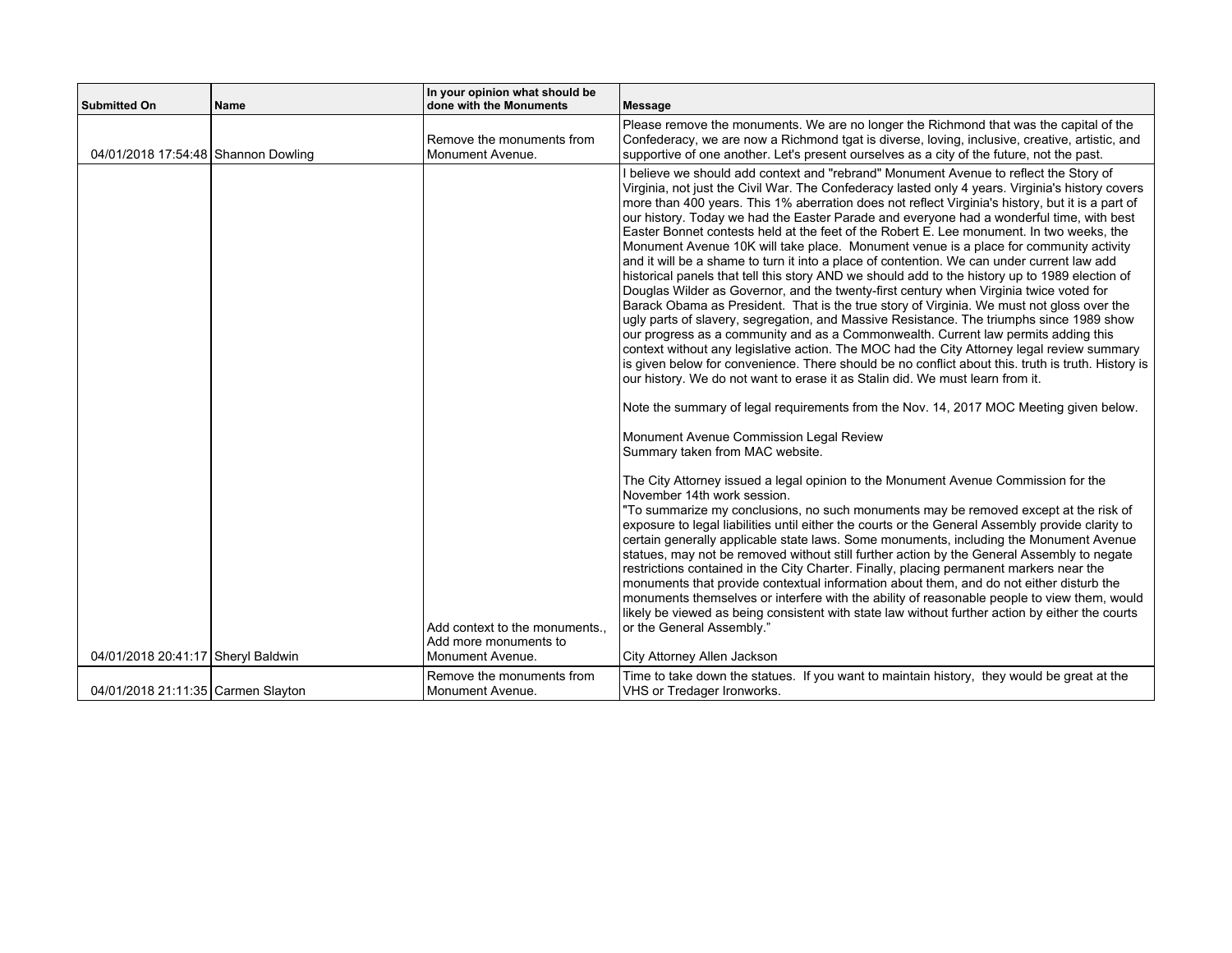| Submitted On | Name | In your opinion what should be done with the Monuments | Message |
|---|---|---|---|
| 04/01/2018 17:54:48 | Shannon Dowling | Remove the monuments from Monument Avenue. | Please remove the monuments. We are no longer the Richmond that was the capital of the Confederacy, we are now a Richmond tgat is diverse, loving, inclusive, creative, artistic, and supportive of one another. Let's present ourselves as a city of the future, not the past. |
| 04/01/2018 20:41:17 | Sheryl Baldwin | Add context to the monuments., Add more monuments to Monument Avenue. | I believe we should add context and "rebrand" Monument Avenue to reflect the Story of Virginia, not just the Civil War. The Confederacy lasted only 4 years. Virginia's history covers more than 400 years. This 1% aberration does not reflect Virginia's history, but it is a part of our history. Today we had the Easter Parade and everyone had a wonderful time, with best Easter Bonnet contests held at the feet of the Robert E. Lee monument. In two weeks, the Monument Avenue 10K will take place. Monument venue is a place for community activity and it will be a shame to turn it into a place of contention. We can under current law add historical panels that tell this story AND we should add to the history up to 1989 election of Douglas Wilder as Governor, and the twenty-first century when Virginia twice voted for Barack Obama as President. That is the true story of Virginia. We must not gloss over the ugly parts of slavery, segregation, and Massive Resistance. The triumphs since 1989 show our progress as a community and as a Commonwealth. Current law permits adding this context without any legislative action. The MOC had the City Attorney legal review summary is given below for convenience. There should be no conflict about this. truth is truth. History is our history. We do not want to erase it as Stalin did. We must learn from it.<br><br>Note the summary of legal requirements from the Nov. 14, 2017 MOC Meeting given below.<br><br>Monument Avenue Commission Legal Review<br>Summary taken from MAC website.<br><br>The City Attorney issued a legal opinion to the Monument Avenue Commission for the November 14th work session.<br>"To summarize my conclusions, no such monuments may be removed except at the risk of exposure to legal liabilities until either the courts or the General Assembly provide clarity to certain generally applicable state laws. Some monuments, including the Monument Avenue statues, may not be removed without still further action by the General Assembly to negate restrictions contained in the City Charter. Finally, placing permanent markers near the monuments that provide contextual information about them, and do not either disturb the monuments themselves or interfere with the ability of reasonable people to view them, would likely be viewed as being consistent with state law without further action by either the courts or the General Assembly."<br><br>City Attorney Allen Jackson |
| 04/01/2018 21:11:35 | Carmen Slayton | Remove the monuments from Monument Avenue. | Time to take down the statues. If you want to maintain history, they would be great at the VHS or Tredager Ironworks. |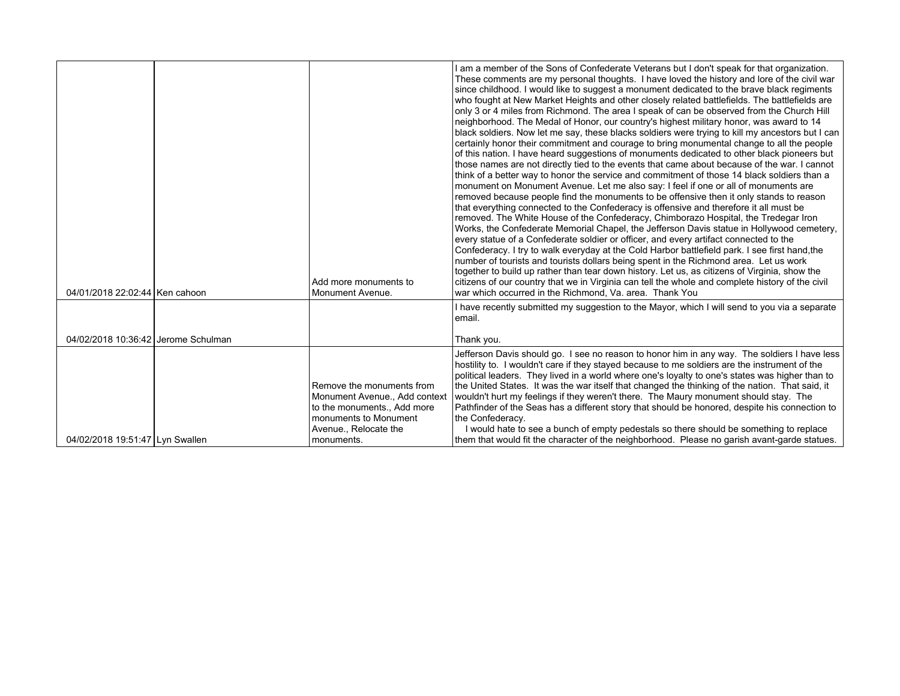| | | | |
|---|---|---|---|
| 04/01/2018 22:02:44 | Ken cahoon | Add more monuments to Monument Avenue. | I am a member of the Sons of Confederate Veterans but I don't speak for that organization. These comments are my personal thoughts. I have loved the history and lore of the civil war since childhood. I would like to suggest a monument dedicated to the brave black regiments who fought at New Market Heights and other closely related battlefields. The battlefields are only 3 or 4 miles from Richmond. The area I speak of can be observed from the Church Hill neighborhood. The Medal of Honor, our country's highest military honor, was award to 14 black soldiers. Now let me say, these blacks soldiers were trying to kill my ancestors but I can certainly honor their commitment and courage to bring monumental change to all the people of this nation. I have heard suggestions of monuments dedicated to other black pioneers but those names are not directly tied to the events that came about because of the war. I cannot think of a better way to honor the service and commitment of those 14 black soldiers than a monument on Monument Avenue. Let me also say: I feel if one or all of monuments are removed because people find the monuments to be offensive then it only stands to reason that everything connected to the Confederacy is offensive and therefore it all must be removed. The White House of the Confederacy, Chimborazo Hospital, the Tredegar Iron Works, the Confederate Memorial Chapel, the Jefferson Davis statue in Hollywood cemetery, every statue of a Confederate soldier or officer, and every artifact connected to the Confederacy. I try to walk everyday at the Cold Harbor battlefield park. I see first hand,the number of tourists and tourists dollars being spent in the Richmond area. Let us work together to build up rather than tear down history. Let us, as citizens of Virginia, show the citizens of our country that we in Virginia can tell the whole and complete history of the civil war which occurred in the Richmond, Va. area. Thank You |
| 04/02/2018 10:36:42 | Jerome Schulman | | I have recently submitted my suggestion to the Mayor, which I will send to you via a separate email.<br><br>Thank you. |
| 04/02/2018 19:51:47 | Lyn Swallen | Remove the monuments from Monument Avenue., Add context to the monuments., Add more monuments to Monument Avenue., Relocate the monuments. | Jefferson Davis should go. I see no reason to honor him in any way. The soldiers I have less hostility to. I wouldn't care if they stayed because to me soldiers are the instrument of the political leaders. They lived in a world where one's loyalty to one's states was higher than to the United States. It was the war itself that changed the thinking of the nation. That said, it wouldn't hurt my feelings if they weren't there. The Maury monument should stay. The Pathfinder of the Seas has a different story that should be honored, despite his connection to the Confederacy.<br>I would hate to see a bunch of empty pedestals so there should be something to replace them that would fit the character of the neighborhood. Please no garish avant-garde statues. |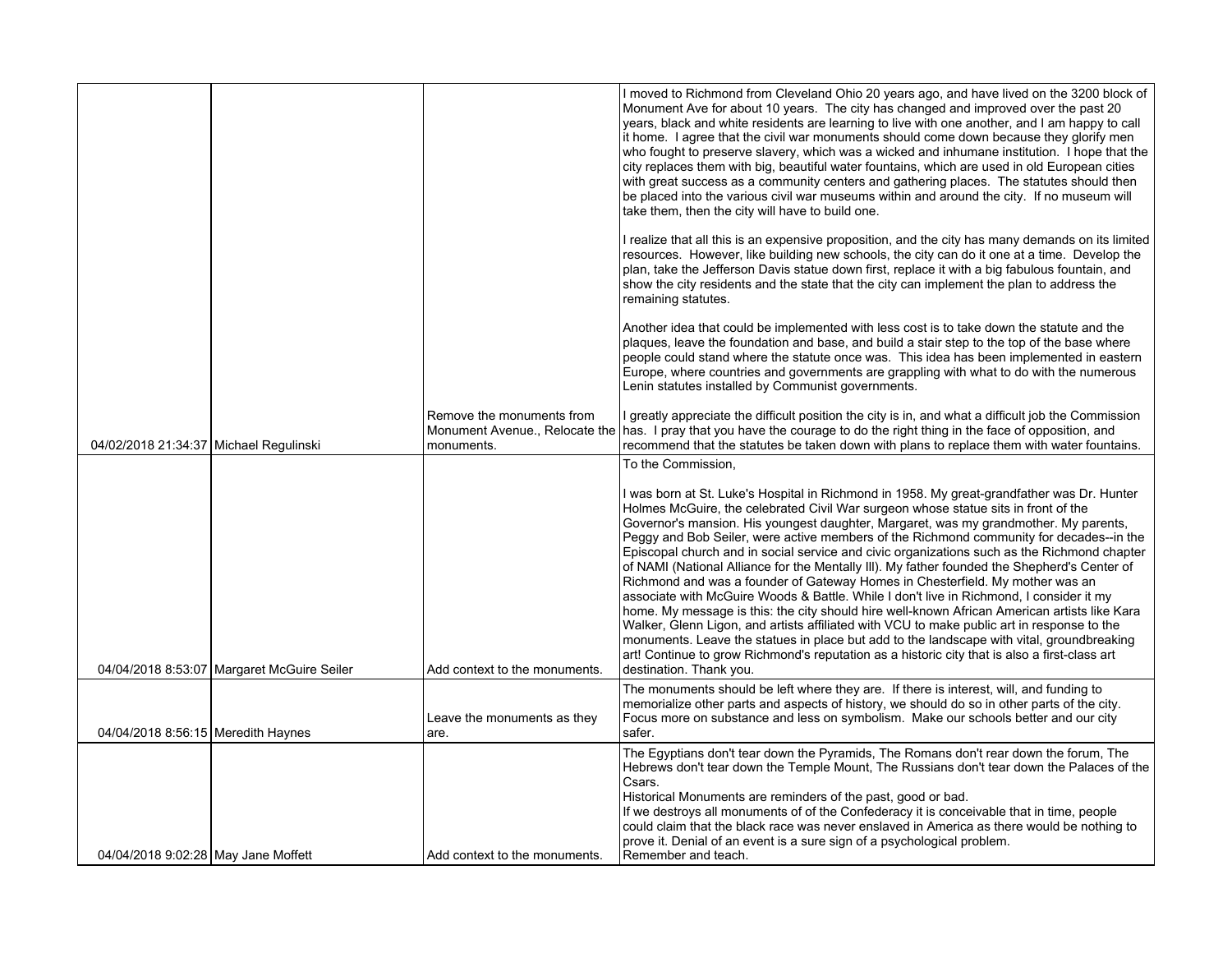| | | | |
|---|---|---|---|
| 04/02/2018 21:34:37 | Michael Regulinski | Remove the monuments from Monument Avenue., Relocate the monuments. | I moved to Richmond from Cleveland Ohio 20 years ago, and have lived on the 3200 block of Monument Ave for about 10 years. The city has changed and improved over the past 20 years, black and white residents are learning to live with one another, and I am happy to call it home. I agree that the civil war monuments should come down because they glorify men who fought to preserve slavery, which was a wicked and inhumane institution. I hope that the city replaces them with big, beautiful water fountains, which are used in old European cities with great success as a community centers and gathering places. The statutes should then be placed into the various civil war museums within and around the city. If no museum will take them, then the city will have to build one.<br><br>I realize that all this is an expensive proposition, and the city has many demands on its limited resources. However, like building new schools, the city can do it one at a time. Develop the plan, take the Jefferson Davis statue down first, replace it with a big fabulous fountain, and show the city residents and the state that the city can implement the plan to address the remaining statutes.<br><br>Another idea that could be implemented with less cost is to take down the statute and the plaques, leave the foundation and base, and build a stair step to the top of the base where people could stand where the statute once was. This idea has been implemented in eastern Europe, where countries and governments are grappling with what to do with the numerous Lenin statutes installed by Communist governments.<br><br>I greatly appreciate the difficult position the city is in, and what a difficult job the Commission has. I pray that you have the courage to do the right thing in the face of opposition, and recommend that the statutes be taken down with plans to replace them with water fountains. |
| 04/04/2018 8:53:07 | Margaret McGuire Seiler | Add context to the monuments. | To the Commission,<br><br>I was born at St. Luke's Hospital in Richmond in 1958. My great-grandfather was Dr. Hunter Holmes McGuire, the celebrated Civil War surgeon whose statue sits in front of the Governor's mansion. His youngest daughter, Margaret, was my grandmother. My parents, Peggy and Bob Seiler, were active members of the Richmond community for decades--in the Episcopal church and in social service and civic organizations such as the Richmond chapter of NAMI (National Alliance for the Mentally Ill). My father founded the Shepherd's Center of Richmond and was a founder of Gateway Homes in Chesterfield. My mother was an associate with McGuire Woods & Battle. While I don't live in Richmond, I consider it my home. My message is this: the city should hire well-known African American artists like Kara Walker, Glenn Ligon, and artists affiliated with VCU to make public art in response to the monuments. Leave the statues in place but add to the landscape with vital, groundbreaking art! Continue to grow Richmond's reputation as a historic city that is also a first-class art destination. Thank you. |
| 04/04/2018 8:56:15 | Meredith Haynes | Leave the monuments as they are. | The monuments should be left where they are. If there is interest, will, and funding to memorialize other parts and aspects of history, we should do so in other parts of the city. Focus more on substance and less on symbolism. Make our schools better and our city safer. |
| 04/04/2018 9:02:28 | May Jane Moffett | Add context to the monuments. | The Egyptians don't tear down the Pyramids, The Romans don't rear down the forum, The Hebrews don't tear down the Temple Mount, The Russians don't tear down the Palaces of the Csars.<br>Historical Monuments are reminders of the past, good or bad.<br>If we destroys all monuments of of the Confederacy it is conceivable that in time, people could claim that the black race was never enslaved in America as there would be nothing to prove it. Denial of an event is a sure sign of a psychological problem.<br>Remember and teach. |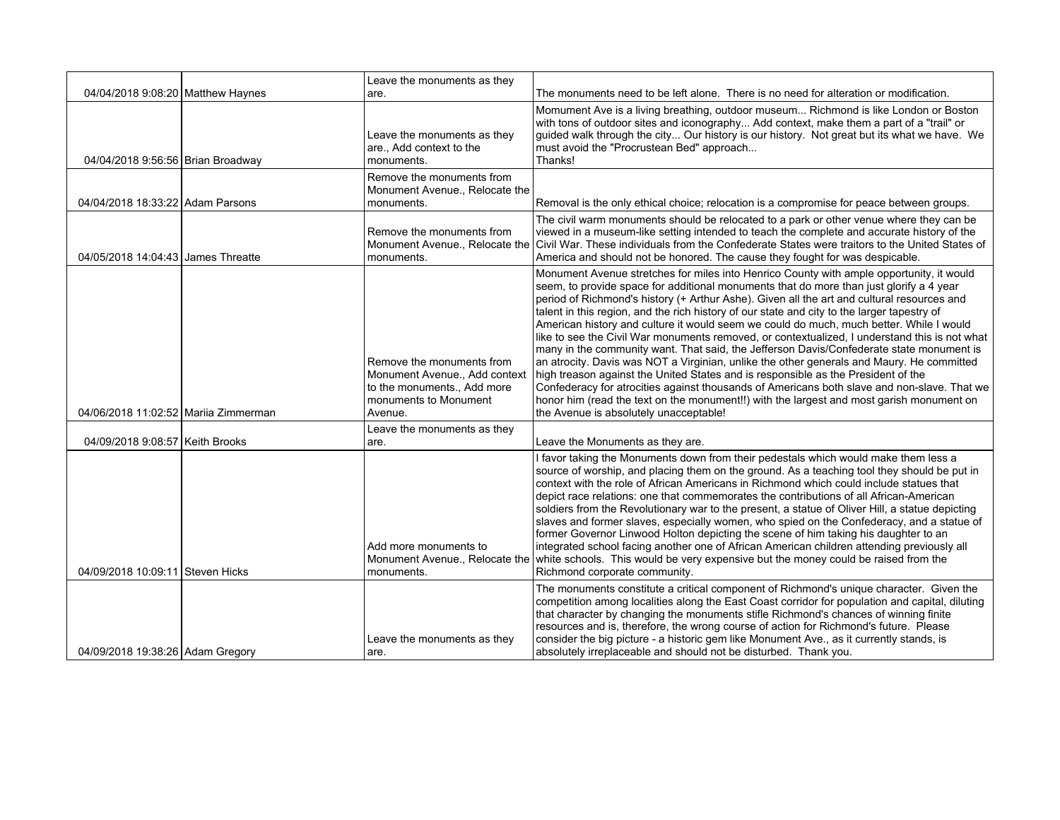| | | | |
|---|---|---|---|
| 04/04/2018 9:08:20 | Matthew Haynes | Leave the monuments as they are. | The monuments need to be left alone. There is no need for alteration or modification. |
| 04/04/2018 9:56:56 | Brian Broadway | Leave the monuments as they are., Add context to the monuments. | Momument Ave is a living breathing, outdoor museum... Richmond is like London or Boston with tons of outdoor sites and iconography... Add context, make them a part of a "trail" or guided walk through the city... Our history is our history. Not great but its what we have. We must avoid the "Procrustean Bed" approach...<br>Thanks! |
| 04/04/2018 18:33:22 | Adam Parsons | Remove the monuments from Monument Avenue., Relocate the monuments. | Removal is the only ethical choice; relocation is a compromise for peace between groups. |
| 04/05/2018 14:04:43 | James Threatte | Remove the monuments from Monument Avenue., Relocate the monuments. | The civil warm monuments should be relocated to a park or other venue where they can be viewed in a museum-like setting intended to teach the complete and accurate history of the Civil War. These individuals from the Confederate States were traitors to the United States of America and should not be honored. The cause they fought for was despicable. |
| 04/06/2018 11:02:52 | Mariia Zimmerman | Remove the monuments from Monument Avenue., Add context to the monuments., Add more monuments to Monument Avenue. | Monument Avenue stretches for miles into Henrico County with ample opportunity, it would seem, to provide space for additional monuments that do more than just glorify a 4 year period of Richmond's history (+ Arthur Ashe). Given all the art and cultural resources and talent in this region, and the rich history of our state and city to the larger tapestry of American history and culture it would seem we could do much, much better. While I would like to see the Civil War monuments removed, or contextualized, I understand this is not what many in the community want. That said, the Jefferson Davis/Confederate state monument is an atrocity. Davis was NOT a Virginian, unlike the other generals and Maury. He committed high treason against the United States and is responsible as the President of the Confederacy for atrocities against thousands of Americans both slave and non-slave. That we honor him (read the text on the monument!!) with the largest and most garish monument on the Avenue is absolutely unacceptable! |
| 04/09/2018 9:08:57 | Keith Brooks | Leave the monuments as they are. | Leave the Monuments as they are. |
| 04/09/2018 10:09:11 | Steven Hicks | Add more monuments to Monument Avenue., Relocate the monuments. | I favor taking the Monuments down from their pedestals which would make them less a source of worship, and placing them on the ground. As a teaching tool they should be put in context with the role of African Americans in Richmond which could include statues that depict race relations: one that commemorates the contributions of all African-American soldiers from the Revolutionary war to the present, a statue of Oliver Hill, a statue depicting slaves and former slaves, especially women, who spied on the Confederacy, and a statue of former Governor Linwood Holton depicting the scene of him taking his daughter to an integrated school facing another one of African American children attending previously all white schools. This would be very expensive but the money could be raised from the Richmond corporate community. |
| 04/09/2018 19:38:26 | Adam Gregory | Leave the monuments as they are. | The monuments constitute a critical component of Richmond's unique character. Given the competition among localities along the East Coast corridor for population and capital, diluting that character by changing the monuments stifle Richmond's chances of winning finite resources and is, therefore, the wrong course of action for Richmond's future. Please consider the big picture - a historic gem like Monument Ave., as it currently stands, is absolutely irreplaceable and should not be disturbed. Thank you. |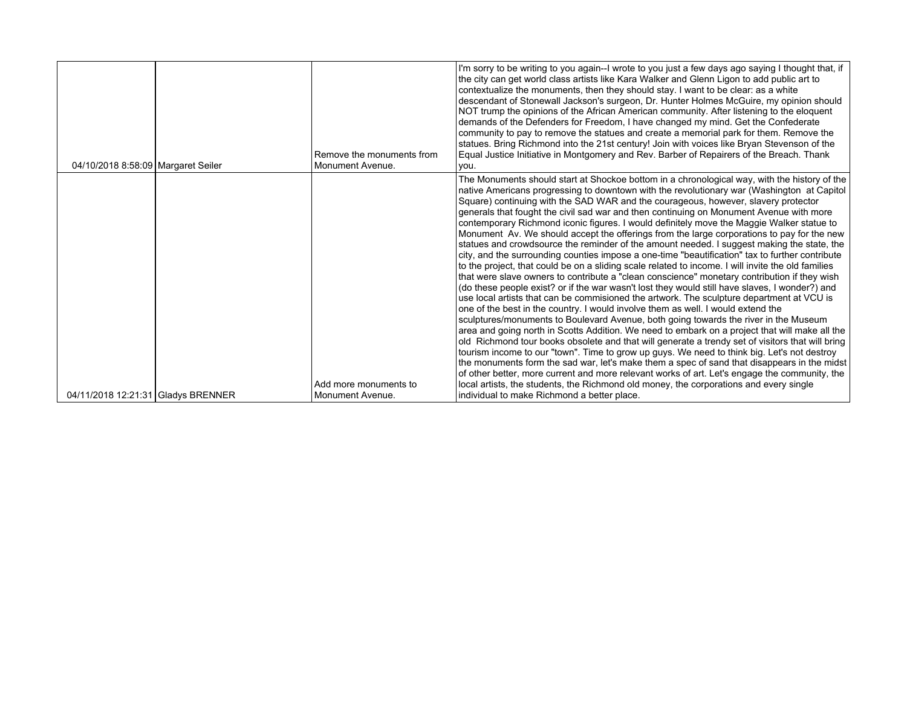| | | | |
|---|---|---|---|
| 04/10/2018 8:58:09 | Margaret Seiler | Remove the monuments from Monument Avenue. | I'm sorry to be writing to you again--I wrote to you just a few days ago saying I thought that, if the city can get world class artists like Kara Walker and Glenn Ligon to add public art to contextualize the monuments, then they should stay. I want to be clear: as a white descendant of Stonewall Jackson's surgeon, Dr. Hunter Holmes McGuire, my opinion should NOT trump the opinions of the African American community. After listening to the eloquent demands of the Defenders for Freedom, I have changed my mind. Get the Confederate community to pay to remove the statues and create a memorial park for them. Remove the statues. Bring Richmond into the 21st century! Join with voices like Bryan Stevenson of the Equal Justice Initiative in Montgomery and Rev. Barber of Repairers of the Breach. Thank you. |
| 04/11/2018 12:21:31 | Gladys BRENNER | Add more monuments to Monument Avenue. | The Monuments should start at Shockoe bottom in a chronological way, with the history of the native Americans progressing to downtown with the revolutionary war (Washington at Capitol Square) continuing with the SAD WAR and the courageous, however, slavery protector generals that fought the civil sad war and then continuing on Monument Avenue with more contemporary Richmond iconic figures. I would definitely move the Maggie Walker statue to Monument Av. We should accept the offerings from the large corporations to pay for the new statues and crowdsource the reminder of the amount needed. I suggest making the state, the city, and the surrounding counties impose a one-time "beautification" tax to further contribute to the project, that could be on a sliding scale related to income. I will invite the old families that were slave owners to contribute a "clean conscience" monetary contribution if they wish (do these people exist? or if the war wasn't lost they would still have slaves, I wonder?) and use local artists that can be commisioned the artwork. The sculpture department at VCU is one of the best in the country. I would involve them as well. I would extend the sculptures/monuments to Boulevard Avenue, both going towards the river in the Museum area and going north in Scotts Addition. We need to embark on a project that will make all the old Richmond tour books obsolete and that will generate a trendy set of visitors that will bring tourism income to our "town". Time to grow up guys. We need to think big. Let's not destroy the monuments form the sad war, let's make them a spec of sand that disappears in the midst of other better, more current and more relevant works of art. Let's engage the community, the local artists, the students, the Richmond old money, the corporations and every single individual to make Richmond a better place. |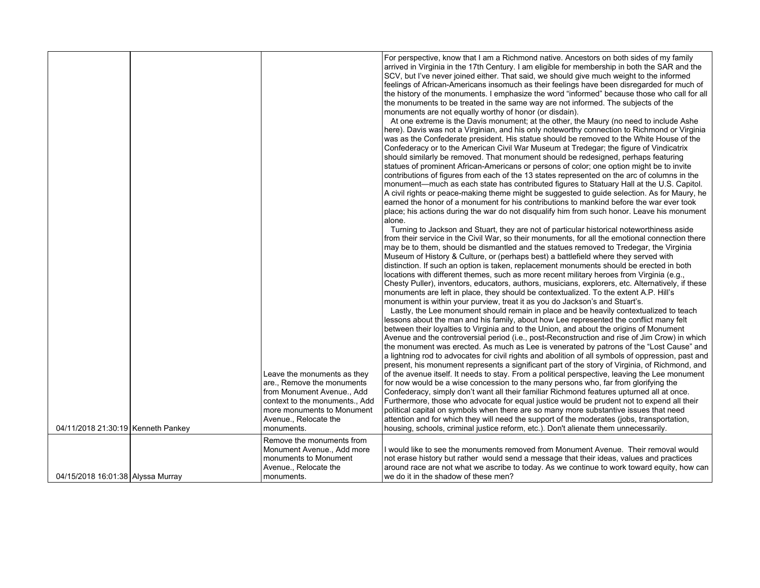| | | | |
|---|---|---|---|
| 04/11/2018 21:30:19 | Kenneth Pankey | Leave the monuments as they are., Remove the monuments from Monument Avenue., Add context to the monuments., Add more monuments to Monument Avenue., Relocate the monuments. | For perspective, know that I am a Richmond native. Ancestors on both sides of my family arrived in Virginia in the 17th Century. I am eligible for membership in both the SAR and the SCV, but I've never joined either. That said, we should give much weight to the informed feelings of African-Americans insomuch as their feelings have been disregarded for much of the history of the monuments. I emphasize the word "informed" because those who call for all the monuments to be treated in the same way are not informed. The subjects of the monuments are not equally worthy of honor (or disdain).<br>At one extreme is the Davis monument; at the other, the Maury (no need to include Ashe here). Davis was not a Virginian, and his only noteworthy connection to Richmond or Virginia was as the Confederate president. His statue should be removed to the White House of the Confederacy or to the American Civil War Museum at Tredegar; the figure of Vindicatrix should similarly be removed. That monument should be redesigned, perhaps featuring statues of prominent African-Americans or persons of color; one option might be to invite contributions of figures from each of the 13 states represented on the arc of columns in the monument—much as each state has contributed figures to Statuary Hall at the U.S. Capitol. A civil rights or peace-making theme might be suggested to guide selection. As for Maury, he earned the honor of a monument for his contributions to mankind before the war ever took place; his actions during the war do not disqualify him from such honor. Leave his monument alone.<br>Turning to Jackson and Stuart, they are not of particular historical noteworthiness aside from their service in the Civil War, so their monuments, for all the emotional connection there may be to them, should be dismantled and the statues removed to Tredegar, the Virginia Museum of History & Culture, or (perhaps best) a battlefield where they served with distinction. If such an option is taken, replacement monuments should be erected in both locations with different themes, such as more recent military heroes from Virginia (e.g., Chesty Puller), inventors, educators, authors, musicians, explorers, etc. Alternatively, if these monuments are left in place, they should be contextualized. To the extent A.P. Hill's monument is within your purview, treat it as you do Jackson's and Stuart's.<br>Lastly, the Lee monument should remain in place and be heavily contextualized to teach lessons about the man and his family, about how Lee represented the conflict many felt between their loyalties to Virginia and to the Union, and about the origins of Monument Avenue and the controversial period (i.e., post-Reconstruction and rise of Jim Crow) in which the monument was erected. As much as Lee is venerated by patrons of the "Lost Cause" and a lightning rod to advocates for civil rights and abolition of all symbols of oppression, past and present, his monument represents a significant part of the story of Virginia, of Richmond, and of the avenue itself. It needs to stay. From a political perspective, leaving the Lee monument for now would be a wise concession to the many persons who, far from glorifying the Confederacy, simply don't want all their familiar Richmond features upturned all at once. Furthermore, those who advocate for equal justice would be prudent not to expend all their political capital on symbols when there are so many more substantive issues that need attention and for which they will need the support of the moderates (jobs, transportation, housing, schools, criminal justice reform, etc.). Don't alienate them unnecessarily. |
| 04/15/2018 16:01:38 | Alyssa Murray | Remove the monuments from Monument Avenue., Add more monuments to Monument Avenue., Relocate the monuments. | I would like to see the monuments removed from Monument Avenue. Their removal would not erase history but rather would send a message that their ideas, values and practices around race are not what we ascribe to today. As we continue to work toward equity, how can we do it in the shadow of these men? |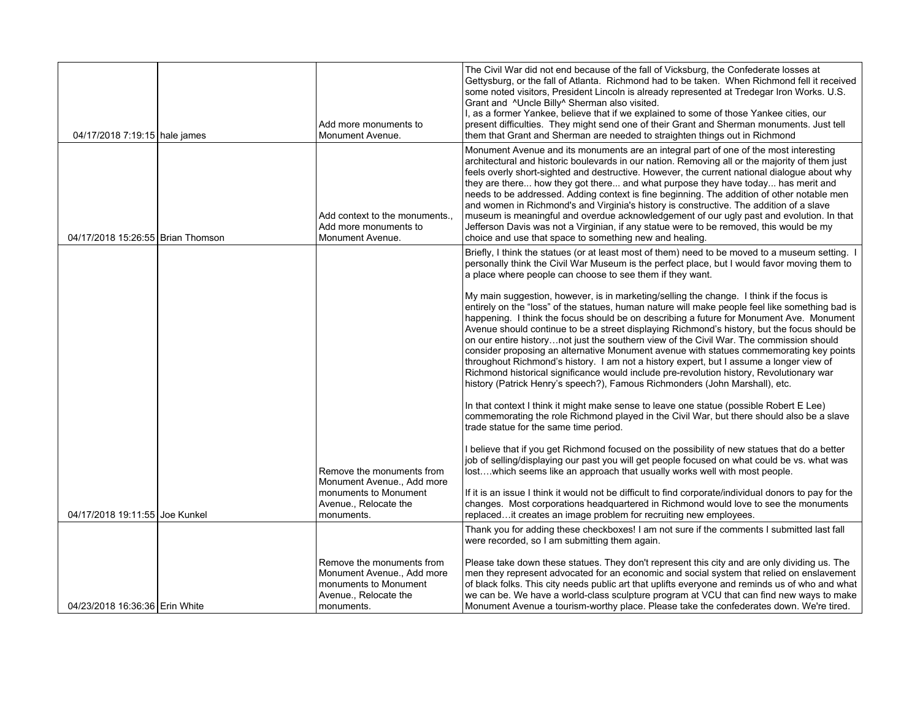| | | | |
|---|---|---|---|
| 04/17/2018 7:19:15 | hale james | Add more monuments to Monument Avenue. | The Civil War did not end because of the fall of Vicksburg, the Confederate losses at Gettysburg, or the fall of Atlanta. Richmond had to be taken. When Richmond fell it received some noted visitors, President Lincoln is already represented at Tredegar Iron Works. U.S. Grant and ^Uncle Billy^ Sherman also visited.<br>I, as a former Yankee, believe that if we explained to some of those Yankee cities, our present difficulties. They might send one of their Grant and Sherman monuments. Just tell them that Grant and Sherman are needed to straighten things out in Richmond |
| 04/17/2018 15:26:55 | Brian Thomson | Add context to the monuments., Add more monuments to Monument Avenue. | Monument Avenue and its monuments are an integral part of one of the most interesting architectural and historic boulevards in our nation. Removing all or the majority of them just feels overly short-sighted and destructive. However, the current national dialogue about why they are there... how they got there... and what purpose they have today... has merit and needs to be addressed. Adding context is fine beginning. The addition of other notable men and women in Richmond's and Virginia's history is constructive. The addition of a slave museum is meaningful and overdue acknowledgement of our ugly past and evolution. In that Jefferson Davis was not a Virginian, if any statue were to be removed, this would be my choice and use that space to something new and healing. |
| 04/17/2018 19:11:55 | Joe Kunkel | Remove the monuments from Monument Avenue., Add more monuments to Monument Avenue., Relocate the monuments. | Briefly, I think the statues (or at least most of them) need to be moved to a museum setting. I personally think the Civil War Museum is the perfect place, but I would favor moving them to a place where people can choose to see them if they want.<br><br>My main suggestion, however, is in marketing/selling the change. I think if the focus is entirely on the "loss" of the statues, human nature will make people feel like something bad is happening. I think the focus should be on describing a future for Monument Ave. Monument Avenue should continue to be a street displaying Richmond's history, but the focus should be on our entire history…not just the southern view of the Civil War. The commission should consider proposing an alternative Monument avenue with statues commemorating key points throughout Richmond's history. I am not a history expert, but I assume a longer view of Richmond historical significance would include pre-revolution history, Revolutionary war history (Patrick Henry's speech?), Famous Richmonders (John Marshall), etc.<br><br>In that context I think it might make sense to leave one statue (possible Robert E Lee) commemorating the role Richmond played in the Civil War, but there should also be a slave trade statue for the same time period.<br><br>I believe that if you get Richmond focused on the possibility of new statues that do a better job of selling/displaying our past you will get people focused on what could be vs. what was lost….which seems like an approach that usually works well with most people.<br><br>If it is an issue I think it would not be difficult to find corporate/individual donors to pay for the changes. Most corporations headquartered in Richmond would love to see the monuments replaced…it creates an image problem for recruiting new employees. |
| 04/23/2018 16:36:36 | Erin White | Remove the monuments from Monument Avenue., Add more monuments to Monument Avenue., Relocate the monuments. | Thank you for adding these checkboxes! I am not sure if the comments I submitted last fall were recorded, so I am submitting them again.<br><br>Please take down these statues. They don't represent this city and are only dividing us. The men they represent advocated for an economic and social system that relied on enslavement of black folks. This city needs public art that uplifts everyone and reminds us of who and what we can be. We have a world-class sculpture program at VCU that can find new ways to make Monument Avenue a tourism-worthy place. Please take the confederates down. We're tired. |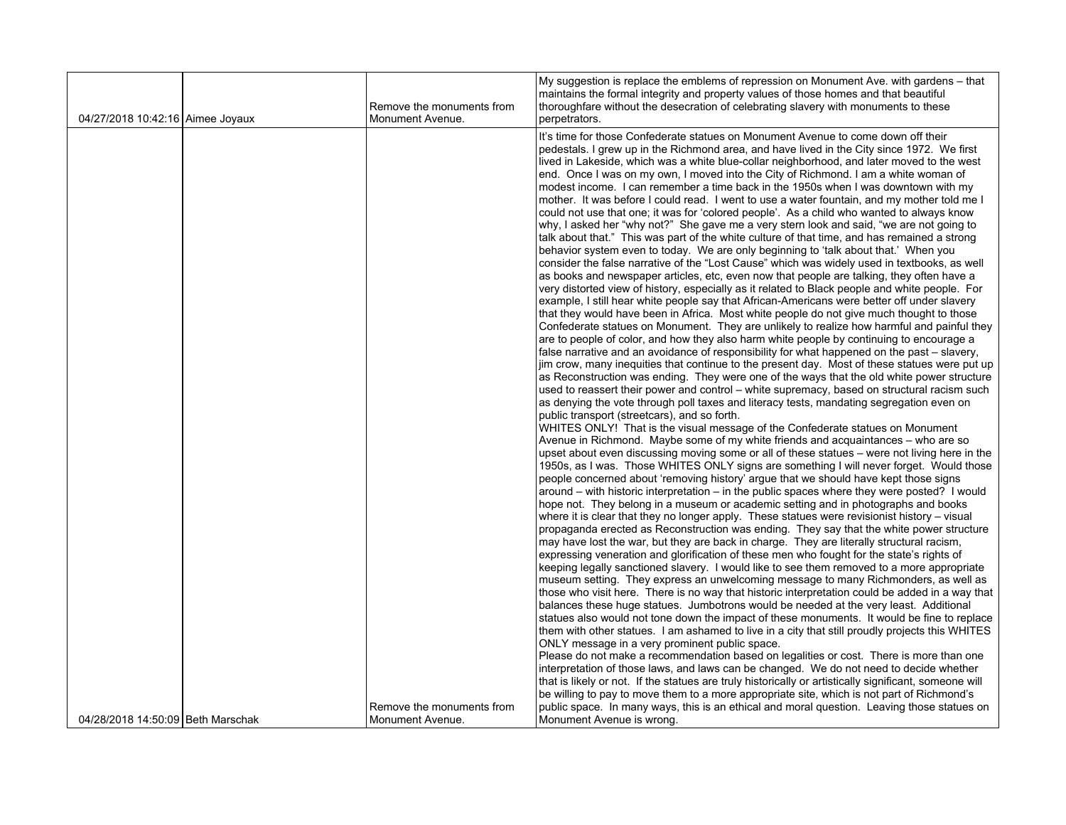| | | | |
|---|---|---|---|
| 04/27/2018 10:42:16 | Aimee Joyaux | Remove the monuments from Monument Avenue. | My suggestion is replace the emblems of repression on Monument Ave. with gardens – that maintains the formal integrity and property values of those homes and that beautiful thoroughfare without the desecration of celebrating slavery with monuments to these perpetrators. |
| 04/28/2018 14:50:09 | Beth Marschak | Remove the monuments from Monument Avenue. | It's time for those Confederate statues on Monument Avenue to come down off their pedestals. I grew up in the Richmond area, and have lived in the City since 1972. We first lived in Lakeside, which was a white blue-collar neighborhood, and later moved to the west end. Once I was on my own, I moved into the City of Richmond. I am a white woman of modest income. I can remember a time back in the 1950s when I was downtown with my mother. It was before I could read. I went to use a water fountain, and my mother told me I could not use that one; it was for 'colored people'. As a child who wanted to always know why, I asked her "why not?" She gave me a very stern look and said, "we are not going to talk about that." This was part of the white culture of that time, and has remained a strong behavior system even to today. We are only beginning to 'talk about that.' When you consider the false narrative of the "Lost Cause" which was widely used in textbooks, as well as books and newspaper articles, etc, even now that people are talking, they often have a very distorted view of history, especially as it related to Black people and white people. For example, I still hear white people say that African-Americans were better off under slavery that they would have been in Africa. Most white people do not give much thought to those Confederate statues on Monument. They are unlikely to realize how harmful and painful they are to people of color, and how they also harm white people by continuing to encourage a false narrative and an avoidance of responsibility for what happened on the past – slavery, jim crow, many inequities that continue to the present day. Most of these statues were put up as Reconstruction was ending. They were one of the ways that the old white power structure used to reassert their power and control – white supremacy, based on structural racism such as denying the vote through poll taxes and literacy tests, mandating segregation even on public transport (streetcars), and so forth.<br>WHITES ONLY! That is the visual message of the Confederate statues on Monument Avenue in Richmond. Maybe some of my white friends and acquaintances – who are so upset about even discussing moving some or all of these statues – were not living here in the 1950s, as I was. Those WHITES ONLY signs are something I will never forget. Would those people concerned about 'removing history' argue that we should have kept those signs around – with historic interpretation – in the public spaces where they were posted? I would hope not. They belong in a museum or academic setting and in photographs and books where it is clear that they no longer apply. These statues were revisionist history – visual propaganda erected as Reconstruction was ending. They say that the white power structure may have lost the war, but they are back in charge. They are literally structural racism, expressing veneration and glorification of these men who fought for the state's rights of keeping legally sanctioned slavery. I would like to see them removed to a more appropriate museum setting. They express an unwelcoming message to many Richmonders, as well as those who visit here. There is no way that historic interpretation could be added in a way that balances these huge statues. Jumbotrons would be needed at the very least. Additional statues also would not tone down the impact of these monuments. It would be fine to replace them with other statues. I am ashamed to live in a city that still proudly projects this WHITES ONLY message in a very prominent public space.<br>Please do not make a recommendation based on legalities or cost. There is more than one interpretation of those laws, and laws can be changed. We do not need to decide whether that is likely or not. If the statues are truly historically or artistically significant, someone will be willing to pay to move them to a more appropriate site, which is not part of Richmond's public space. In many ways, this is an ethical and moral question. Leaving those statues on Monument Avenue is wrong. |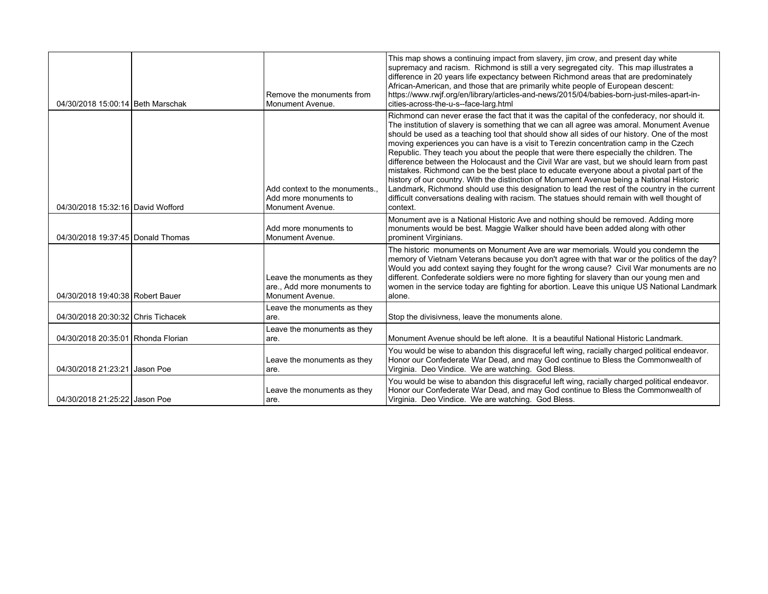| | | | |
|---|---|---|---|
| 04/30/2018 15:00:14 | Beth Marschak | Remove the monuments from Monument Avenue. | This map shows a continuing impact from slavery, jim crow, and present day white supremacy and racism. Richmond is still a very segregated city. This map illustrates a difference in 20 years life expectancy between Richmond areas that are predominately African-American, and those that are primarily white people of European descent: https://www.rwjf.org/en/library/articles-and-news/2015/04/babies-born-just-miles-apart-in-cities-across-the-u-s--face-larg.html |
| 04/30/2018 15:32:16 | David Wofford | Add context to the monuments., Add more monuments to Monument Avenue. | Richmond can never erase the fact that it was the capital of the confederacy, nor should it. The institution of slavery is something that we can all agree was amoral. Monument Avenue should be used as a teaching tool that should show all sides of our history. One of the most moving experiences you can have is a visit to Terezin concentration camp in the Czech Republic. They teach you about the people that were there especially the children. The difference between the Holocaust and the Civil War are vast, but we should learn from past mistakes. Richmond can be the best place to educate everyone about a pivotal part of the history of our country. With the distinction of Monument Avenue being a National Historic Landmark, Richmond should use this designation to lead the rest of the country in the current difficult conversations dealing with racism. The statues should remain with well thought of context. |
| 04/30/2018 19:37:45 | Donald Thomas | Add more monuments to Monument Avenue. | Monument ave is a National Historic Ave and nothing should be removed. Adding more monuments would be best. Maggie Walker should have been added along with other prominent Virginians. |
| 04/30/2018 19:40:38 | Robert Bauer | Leave the monuments as they are., Add more monuments to Monument Avenue. | The historic monuments on Monument Ave are war memorials. Would you condemn the memory of Vietnam Veterans because you don't agree with that war or the politics of the day? Would you add context saying they fought for the wrong cause? Civil War monuments are no different. Confederate soldiers were no more fighting for slavery than our young men and women in the service today are fighting for abortion. Leave this unique US National Landmark alone. |
| 04/30/2018 20:30:32 | Chris Tichacek | Leave the monuments as they are. | Stop the divisivness, leave the monuments alone. |
| 04/30/2018 20:35:01 | Rhonda Florian | Leave the monuments as they are. | Monument Avenue should be left alone. It is a beautiful National Historic Landmark. |
| 04/30/2018 21:23:21 | Jason Poe | Leave the monuments as they are. | You would be wise to abandon this disgraceful left wing, racially charged political endeavor. Honor our Confederate War Dead, and may God continue to Bless the Commonwealth of Virginia. Deo Vindice. We are watching. God Bless. |
| 04/30/2018 21:25:22 | Jason Poe | Leave the monuments as they are. | You would be wise to abandon this disgraceful left wing, racially charged political endeavor. Honor our Confederate War Dead, and may God continue to Bless the Commonwealth of Virginia. Deo Vindice. We are watching. God Bless. |